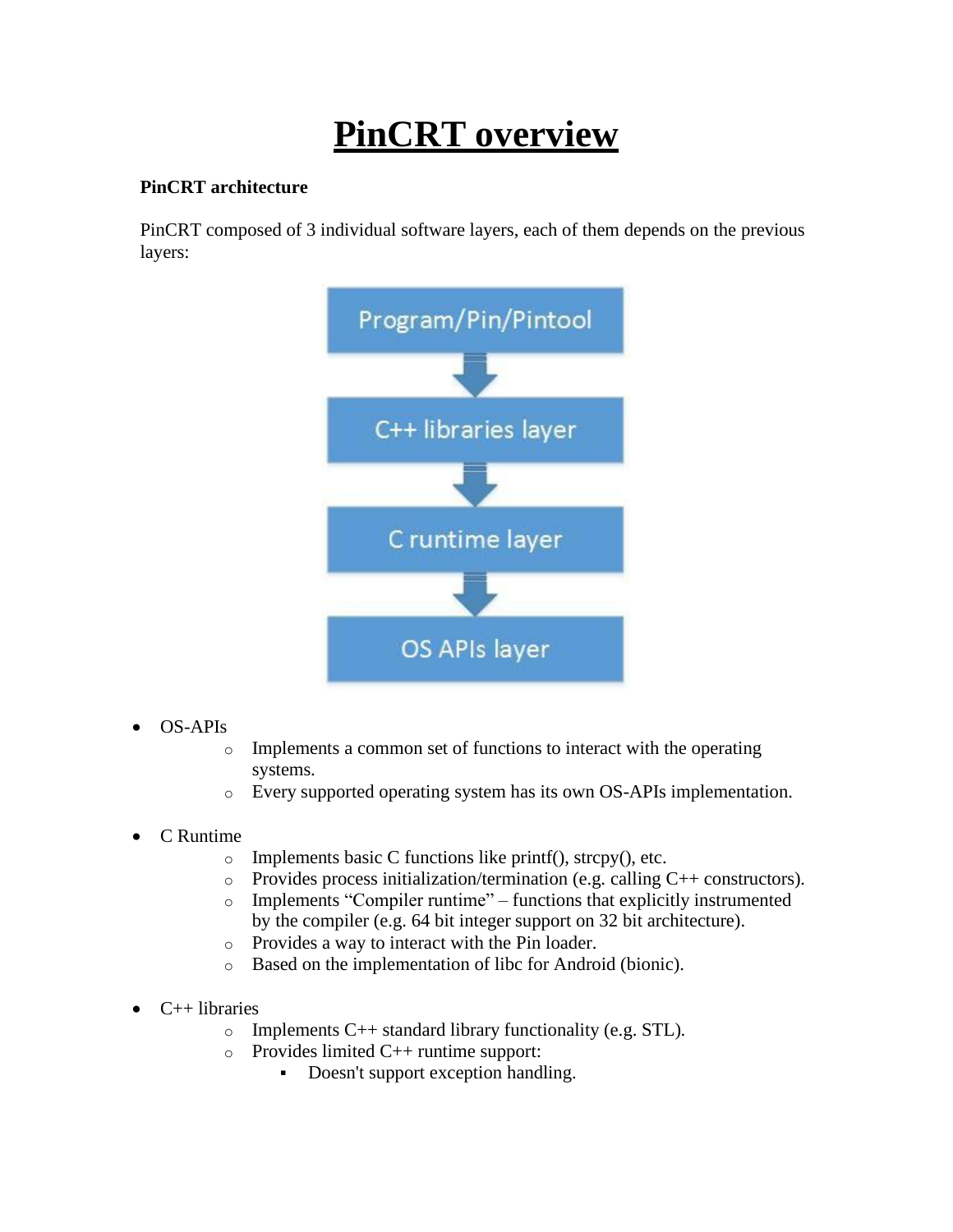# PinCRT overview

**PinCRT architecture**

PinCRT composed of 3 individual software layers, each of them depends on the previous layers:

Program/Pin/Pintool

C++ libraries layer

C runtime layer

OS APIs layer

- OS-APIs
  - Implements a common set of functions to interact with the operating systems.
  - Every supported operating system has its own OS-APIs implementation.

- C Runtime
  - Implements basic C functions like printf(), strcpy(), etc.
  - Provides process initialization/termination (e.g. calling C++ constructors).
  - Implements "Compiler runtime" – functions that explicitly instrumented by the compiler (e.g. 64 bit integer support on 32 bit architecture).
  - Provides a way to interact with the Pin loader.
  - Based on the implementation of libc for Android (bionic).

- C++ libraries
  - Implements C++ standard library functionality (e.g. STL).
  - Provides limited C++ runtime support:
    - Doesn't support exception handling.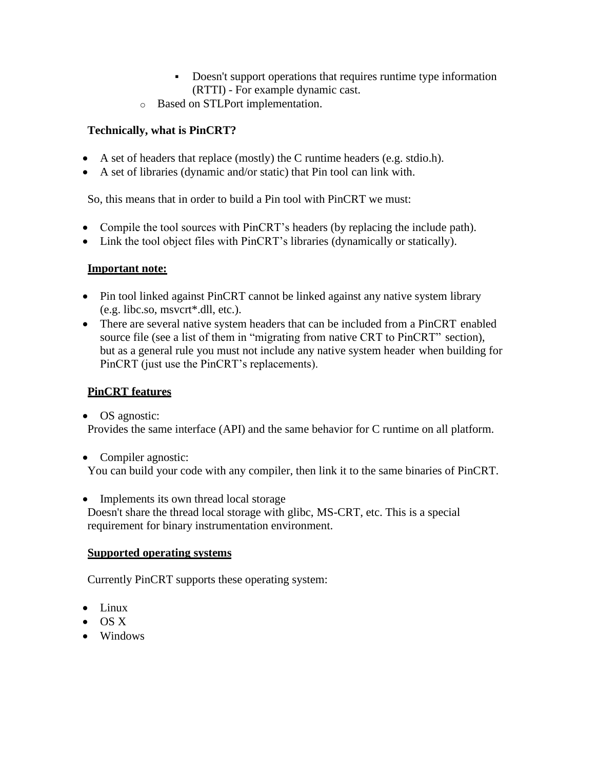- Doesn't support operations that requires runtime type information (RTTI) - For example dynamic cast.
  - Based on STLPort implementation.

**Technically, what is PinCRT?**

- A set of headers that replace (mostly) the C runtime headers (e.g. stdio.h).
- A set of libraries (dynamic and/or static) that Pin tool can link with.

So, this means that in order to build a Pin tool with PinCRT we must:

- Compile the tool sources with PinCRT's headers (by replacing the include path).
- Link the tool object files with PinCRT's libraries (dynamically or statically).

**Important note:**

- Pin tool linked against PinCRT cannot be linked against any native system library (e.g. libc.so, msvcrt*.dll, etc.).
- There are several native system headers that can be included from a PinCRT enabled source file (see a list of them in "migrating from native CRT to PinCRT" section), but as a general rule you must not include any native system header when building for PinCRT (just use the PinCRT's replacements).

**PinCRT features**

- OS agnostic:

  Provides the same interface (API) and the same behavior for C runtime on all platform.

- Compiler agnostic:

  You can build your code with any compiler, then link it to the same binaries of PinCRT.

- Implements its own thread local storage

  Doesn't share the thread local storage with glibc, MS-CRT, etc. This is a special requirement for binary instrumentation environment.

**Supported operating systems**

Currently PinCRT supports these operating system:

- Linux
- OS X
- Windows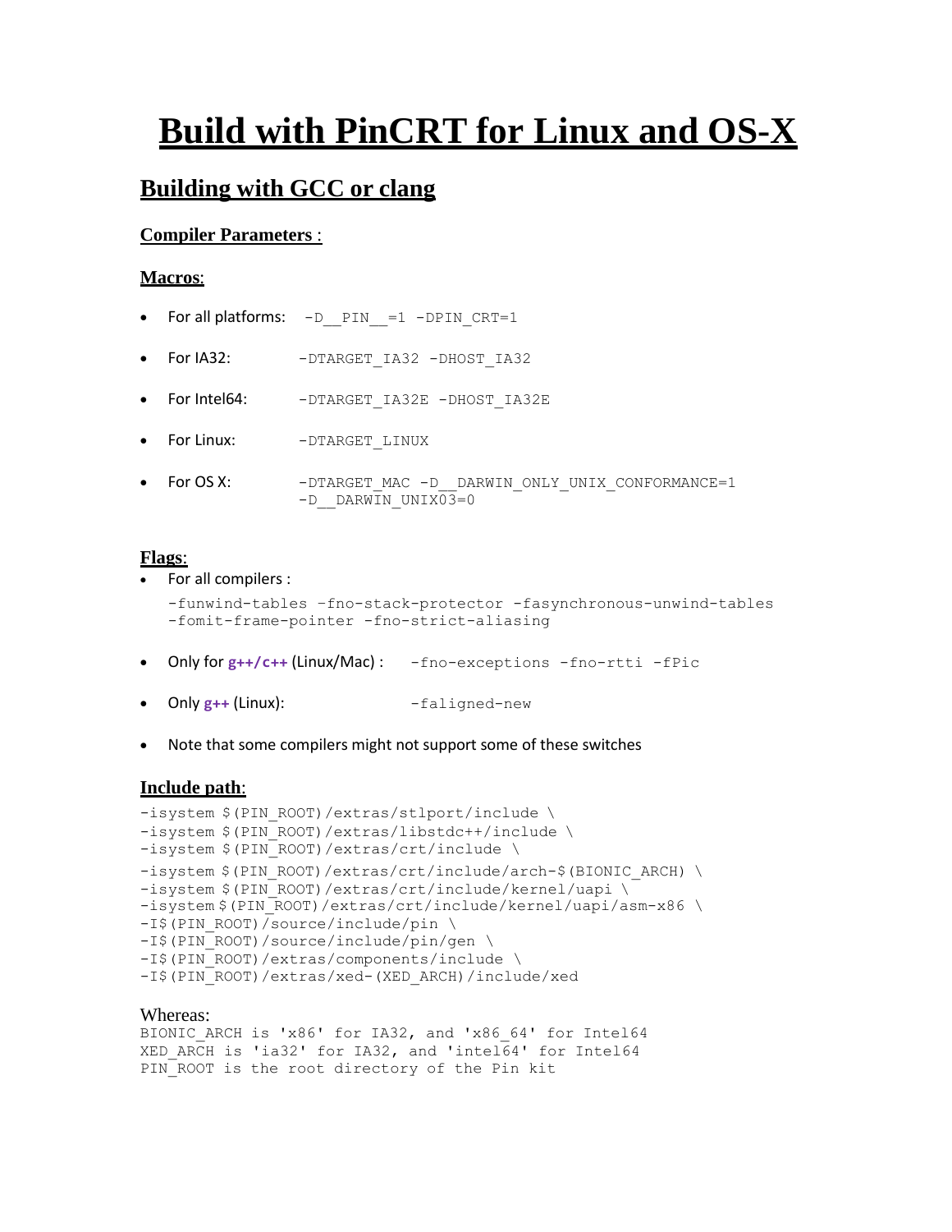# Build with PinCRT for Linux and OS-X

## Building with GCC or clang

### Compiler Parameters :

### Macros:

- For all platforms: `-D__PIN__=1 -DPIN_CRT=1`
- For IA32: `-DTARGET_IA32 -DHOST_IA32`
- For Intel64: `-DTARGET_IA32E -DHOST_IA32E`
- For Linux: `-DTARGET_LINUX`
- For OS X: `-DTARGET_MAC -D__DARWIN_ONLY_UNIX_CONFORMANCE=1 -D__DARWIN_UNIX03=0`

### Flags:

- For all compilers :

  `-funwind-tables –fno-stack-protector -fasynchronous-unwind-tables -fomit-frame-pointer -fno-strict-aliasing`

- Only for **g++/c++** (Linux/Mac) : `-fno-exceptions -fno-rtti -fPic`
- Only **g++** (Linux): `-faligned-new`
- Note that some compilers might not support some of these switches

### Include path:

```
-isystem $(PIN_ROOT)/extras/stlport/include \
-isystem $(PIN_ROOT)/extras/libstdc++/include \
-isystem $(PIN_ROOT)/extras/crt/include \
-isystem $(PIN_ROOT)/extras/crt/include/arch-$(BIONIC_ARCH) \
-isystem $(PIN_ROOT)/extras/crt/include/kernel/uapi \
-isystem $(PIN_ROOT)/extras/crt/include/kernel/uapi/asm-x86 \
-I$(PIN_ROOT)/source/include/pin \
-I$(PIN_ROOT)/source/include/pin/gen \
-I$(PIN_ROOT)/extras/components/include \
-I$(PIN_ROOT)/extras/xed-(XED_ARCH)/include/xed
```

Whereas:

```
BIONIC_ARCH is 'x86' for IA32, and 'x86_64' for Intel64
XED_ARCH is 'ia32' for IA32, and 'intel64' for Intel64
PIN_ROOT is the root directory of the Pin kit
```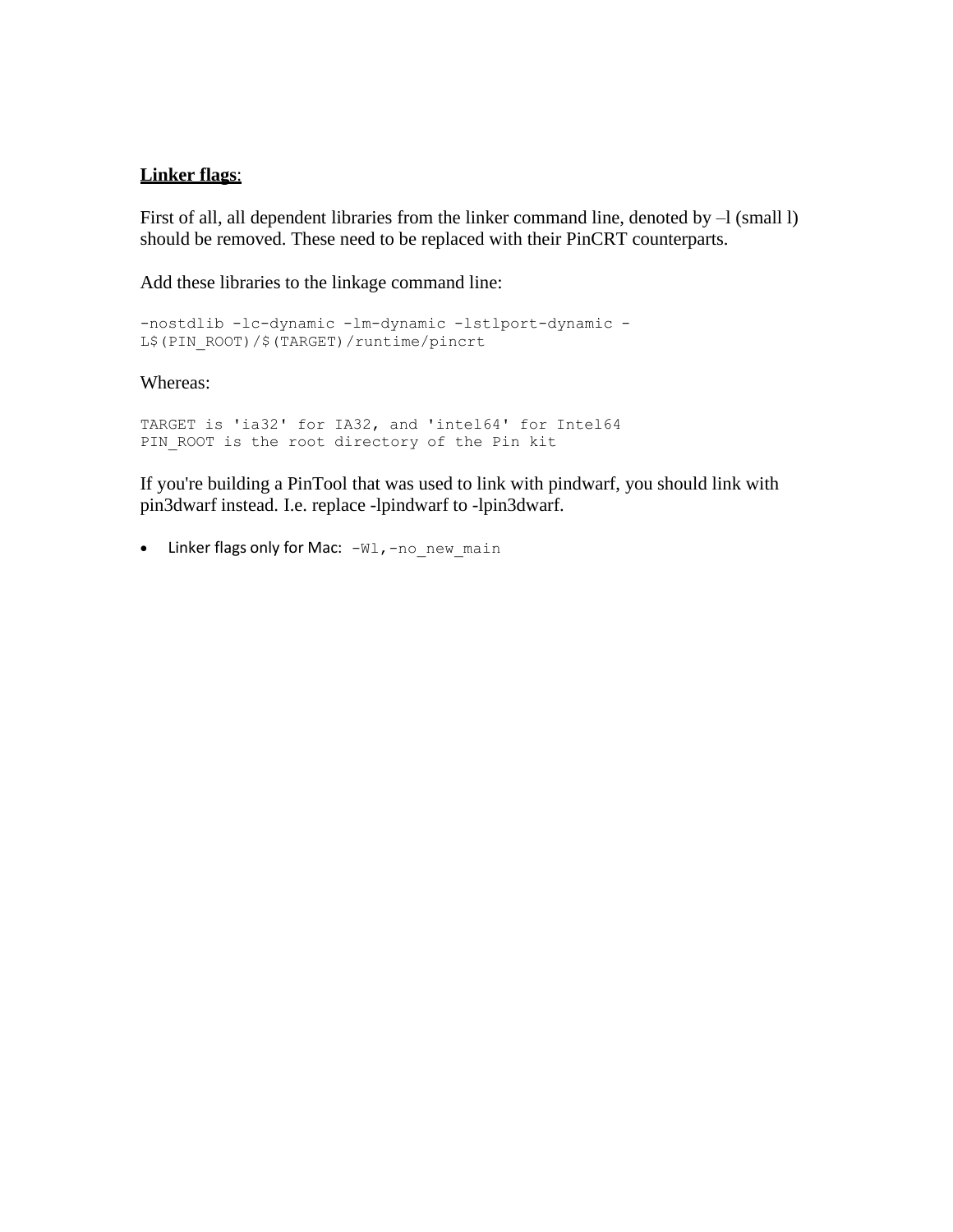**<u>Linker flags</u>**:

First of all, all dependent libraries from the linker command line, denoted by –l (small l) should be removed. These need to be replaced with their PinCRT counterparts.

Add these libraries to the linkage command line:

```
-nostdlib -lc-dynamic -lm-dynamic -lstlport-dynamic -
L$(PIN_ROOT)/$(TARGET)/runtime/pincrt
```

Whereas:

```
TARGET is 'ia32' for IA32, and 'intel64' for Intel64
PIN_ROOT is the root directory of the Pin kit
```

If you're building a PinTool that was used to link with pindwarf, you should link with pin3dwarf instead. I.e. replace -lpindwarf to -lpin3dwarf.

- Linker flags only for Mac: `-Wl,-no_new_main`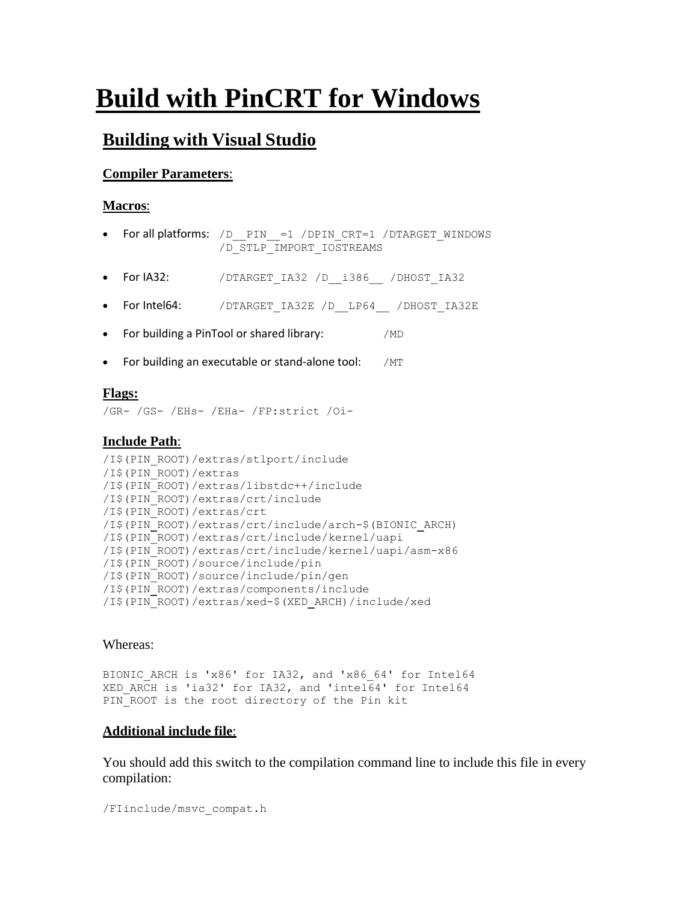# Build with PinCRT for Windows

## Building with Visual Studio

### Compiler Parameters:

### Macros:

- For all platforms: `/D__PIN__=1 /DPIN_CRT=1 /DTARGET_WINDOWS /D_STLP_IMPORT_IOSTREAMS`
- For IA32: `/DTARGET_IA32 /D__i386__ /DHOST_IA32`
- For Intel64: `/DTARGET_IA32E /D__LP64__ /DHOST_IA32E`
- For building a PinTool or shared library: `/MD`
- For building an executable or stand-alone tool: `/MT`

### Flags:

```
/GR- /GS- /EHs- /EHa- /FP:strict /Oi-
```

### Include Path:

```
/I$(PIN_ROOT)/extras/stlport/include
/I$(PIN_ROOT)/extras
/I$(PIN_ROOT)/extras/libstdc++/include
/I$(PIN_ROOT)/extras/crt/include
/I$(PIN_ROOT)/extras/crt
/I$(PIN_ROOT)/extras/crt/include/arch-$(BIONIC_ARCH)
/I$(PIN_ROOT)/extras/crt/include/kernel/uapi
/I$(PIN_ROOT)/extras/crt/include/kernel/uapi/asm-x86
/I$(PIN_ROOT)/source/include/pin
/I$(PIN_ROOT)/source/include/pin/gen
/I$(PIN_ROOT)/extras/components/include
/I$(PIN_ROOT)/extras/xed-$(XED_ARCH)/include/xed
```

Whereas:

```
BIONIC_ARCH is 'x86' for IA32, and 'x86_64' for Intel64
XED_ARCH is 'ia32' for IA32, and 'intel64' for Intel64
PIN_ROOT is the root directory of the Pin kit
```

### Additional include file:

You should add this switch to the compilation command line to include this file in every compilation:

```
/FIinclude/msvc_compat.h
```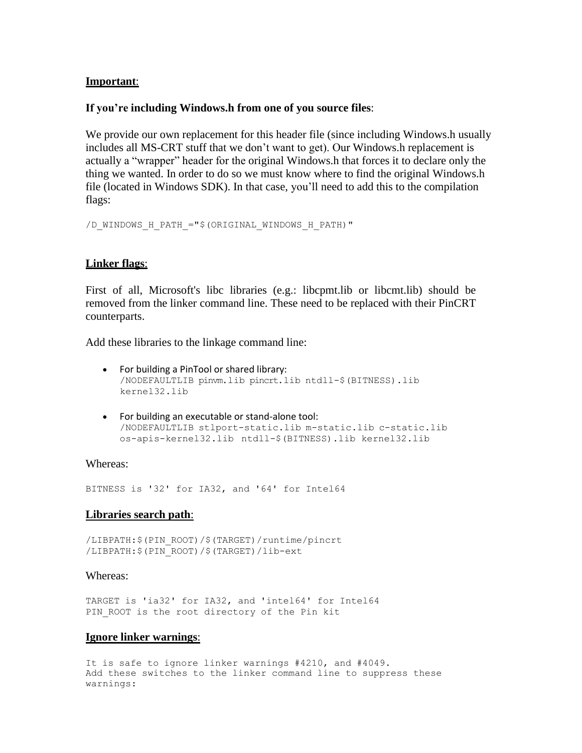**Important**:

**If you're including Windows.h from one of you source files**:

We provide our own replacement for this header file (since including Windows.h usually includes all MS-CRT stuff that we don't want to get). Our Windows.h replacement is actually a "wrapper" header for the original Windows.h that forces it to declare only the thing we wanted. In order to do so we must know where to find the original Windows.h file (located in Windows SDK). In that case, you'll need to add this to the compilation flags:

```
/D_WINDOWS_H_PATH_="$(ORIGINAL_WINDOWS_H_PATH)"
```

**Linker flags**:

First of all, Microsoft's libc libraries (e.g.: libcpmt.lib or libcmt.lib) should be removed from the linker command line. These need to be replaced with their PinCRT counterparts.

Add these libraries to the linkage command line:

- For building a PinTool or shared library:
  `/NODEFAULTLIB pinvm.lib pincrt.lib ntdll-$(BITNESS).lib kernel32.lib`

- For building an executable or stand-alone tool:
  `/NODEFAULTLIB stlport-static.lib m-static.lib c-static.lib os-apis-kernel32.lib ntdll-$(BITNESS).lib kernel32.lib`

Whereas:

```
BITNESS is '32' for IA32, and '64' for Intel64
```

**Libraries search path**:

```
/LIBPATH:$(PIN_ROOT)/$(TARGET)/runtime/pincrt
/LIBPATH:$(PIN_ROOT)/$(TARGET)/lib-ext
```

Whereas:

```
TARGET is 'ia32' for IA32, and 'intel64' for Intel64
PIN_ROOT is the root directory of the Pin kit
```

**Ignore linker warnings**:

```
It is safe to ignore linker warnings #4210, and #4049.
Add these switches to the linker command line to suppress these
warnings:
```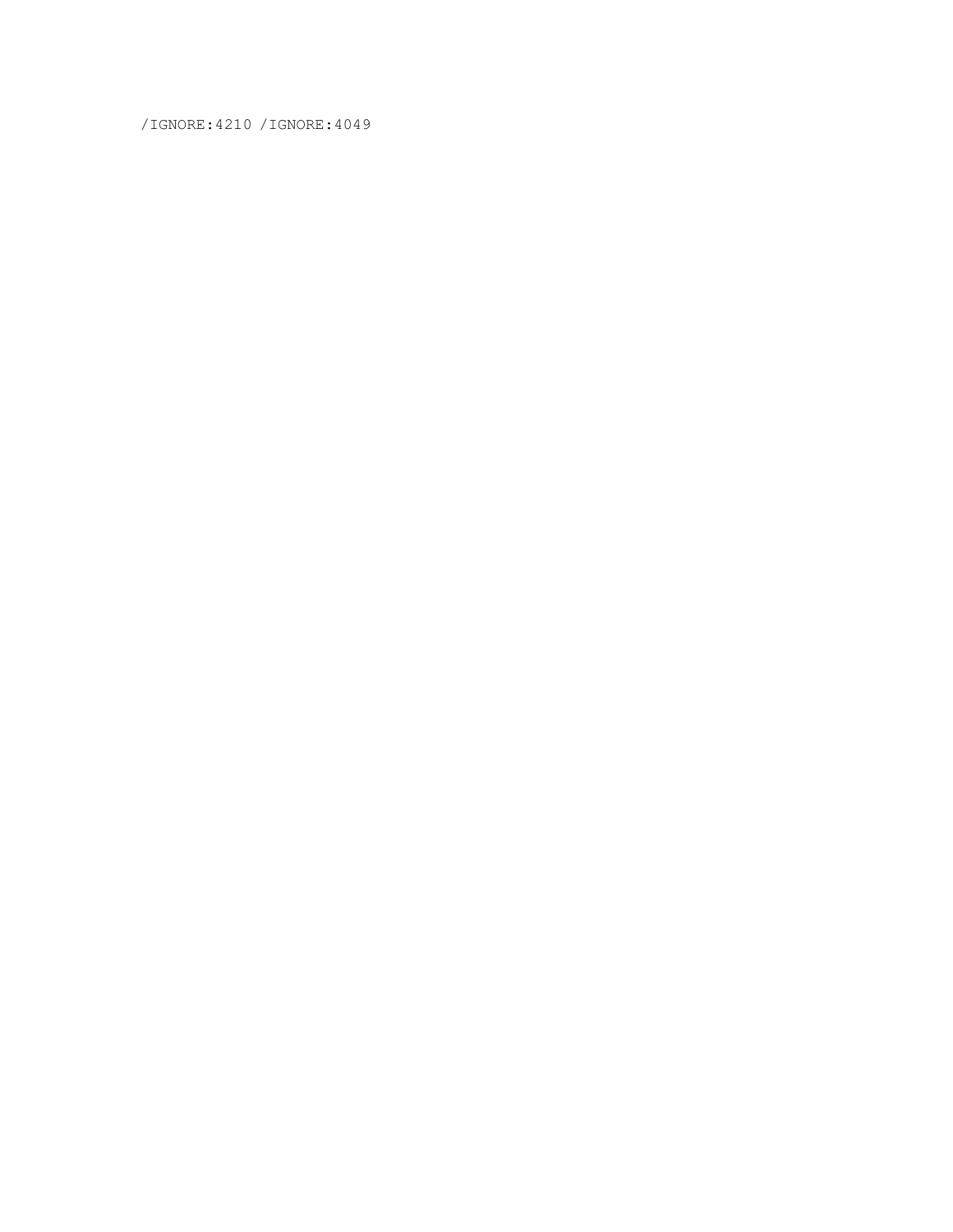/IGNORE:4210 /IGNORE:4049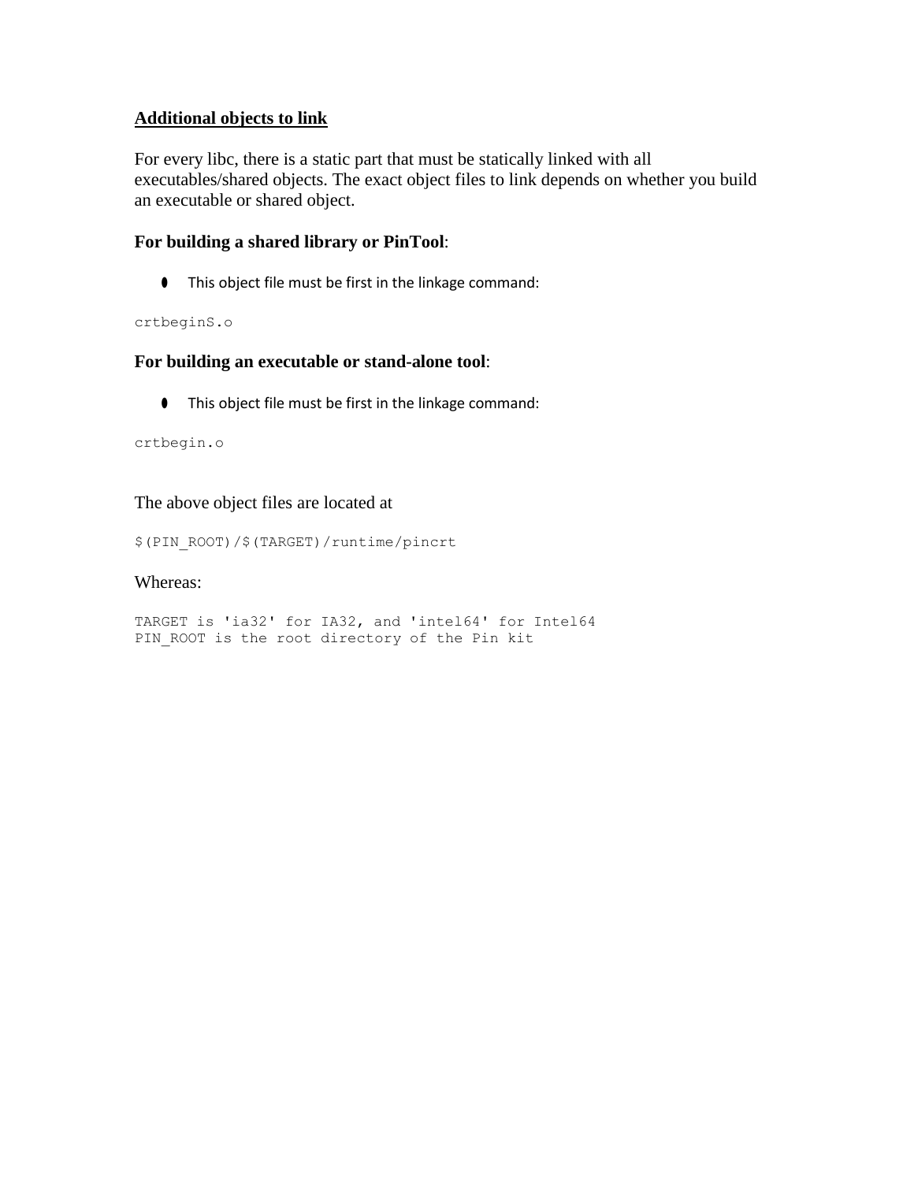## Additional objects to link

For every libc, there is a static part that must be statically linked with all executables/shared objects. The exact object files to link depends on whether you build an executable or shared object.

**For building a shared library or PinTool**:

- This object file must be first in the linkage command:

```
crtbeginS.o
```

**For building an executable or stand-alone tool**:

- This object file must be first in the linkage command:

```
crtbegin.o
```

The above object files are located at

```
$(PIN_ROOT)/$(TARGET)/runtime/pincrt
```

Whereas:

```
TARGET is 'ia32' for IA32, and 'intel64' for Intel64
PIN_ROOT is the root directory of the Pin kit
```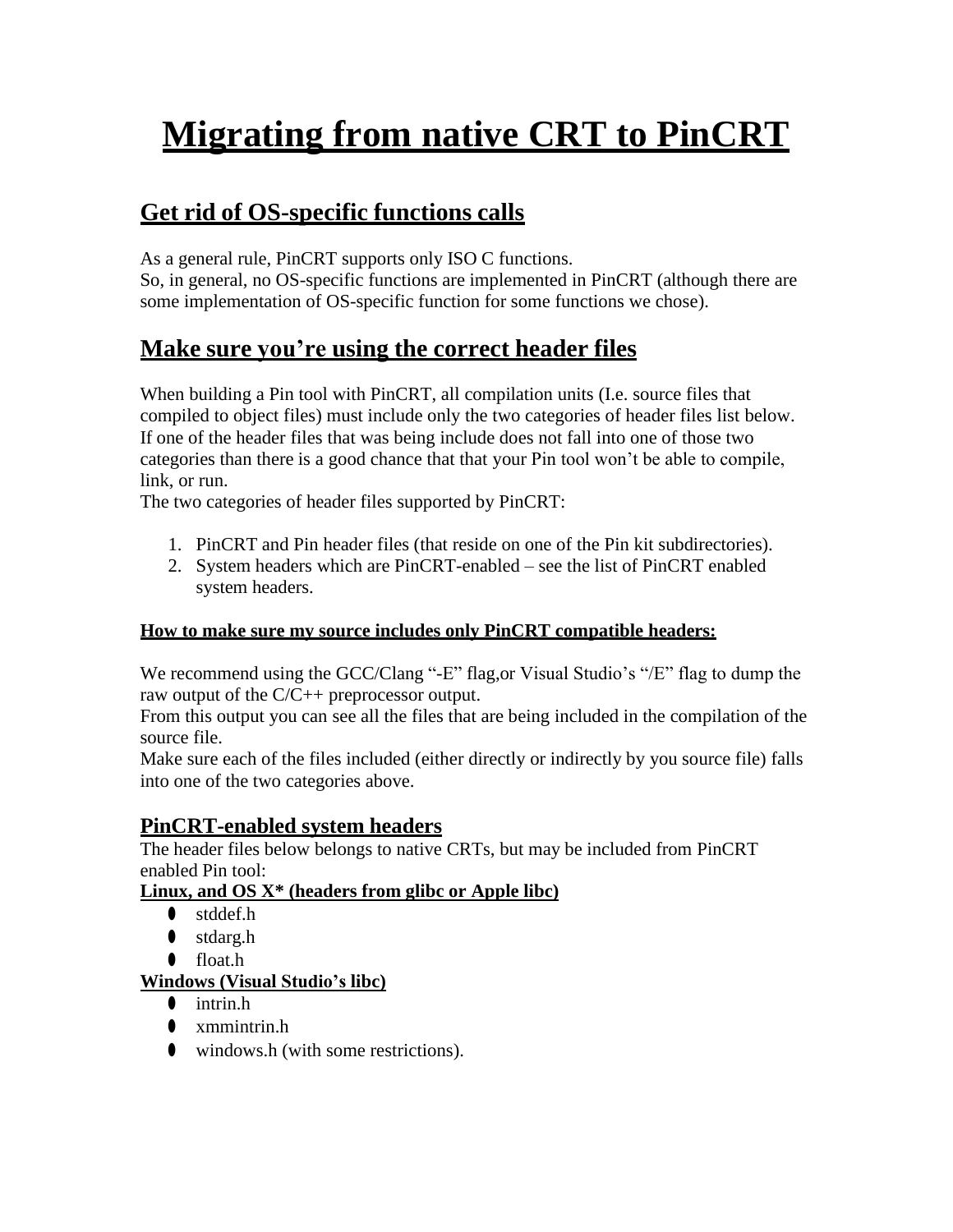# Migrating from native CRT to PinCRT

## Get rid of OS-specific functions calls

As a general rule, PinCRT supports only ISO C functions.
So, in general, no OS-specific functions are implemented in PinCRT (although there are some implementation of OS-specific function for some functions we chose).

## Make sure you're using the correct header files

When building a Pin tool with PinCRT, all compilation units (I.e. source files that compiled to object files) must include only the two categories of header files list below. If one of the header files that was being include does not fall into one of those two categories than there is a good chance that that your Pin tool won't be able to compile, link, or run.
The two categories of header files supported by PinCRT:

1. PinCRT and Pin header files (that reside on one of the Pin kit subdirectories).
2. System headers which are PinCRT-enabled – see the list of PinCRT enabled system headers.

#### How to make sure my source includes only PinCRT compatible headers:

We recommend using the GCC/Clang "-E" flag,or Visual Studio's "/E" flag to dump the raw output of the C/C++ preprocessor output.
From this output you can see all the files that are being included in the compilation of the source file.
Make sure each of the files included (either directly or indirectly by you source file) falls into one of the two categories above.

### PinCRT-enabled system headers

The header files below belongs to native CRTs, but may be included from PinCRT enabled Pin tool:

**Linux, and OS X* (headers from glibc or Apple libc)**

- stddef.h
- stdarg.h
- float.h

**Windows (Visual Studio's libc)**

- intrin.h
- xmmintrin.h
- windows.h (with some restrictions).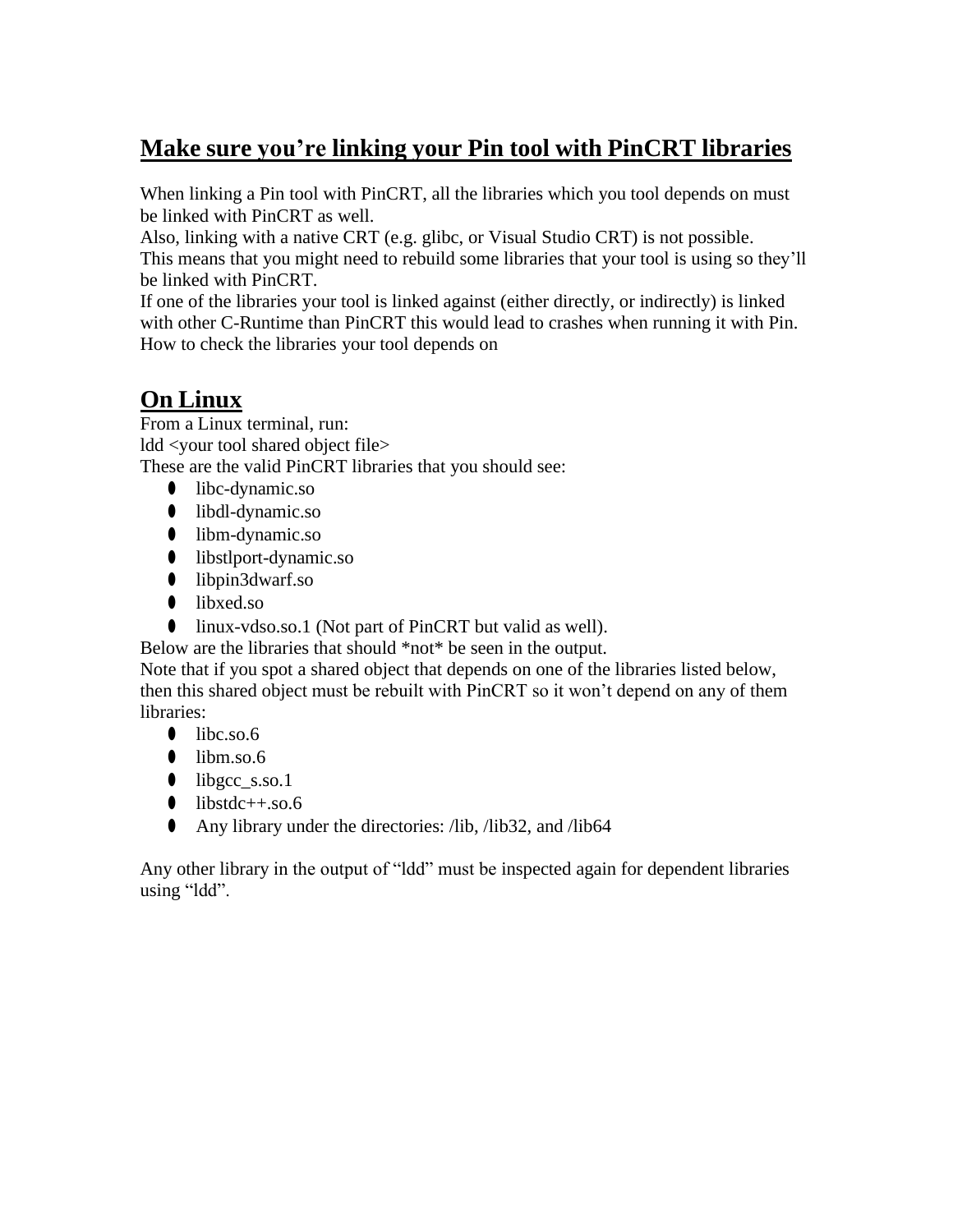## Make sure you're linking your Pin tool with PinCRT libraries

When linking a Pin tool with PinCRT, all the libraries which you tool depends on must be linked with PinCRT as well.
Also, linking with a native CRT (e.g. glibc, or Visual Studio CRT) is not possible.
This means that you might need to rebuild some libraries that your tool is using so they'll be linked with PinCRT.
If one of the libraries your tool is linked against (either directly, or indirectly) is linked with other C-Runtime than PinCRT this would lead to crashes when running it with Pin.
How to check the libraries your tool depends on

## On Linux

From a Linux terminal, run:
ldd <your tool shared object file>
These are the valid PinCRT libraries that you should see:

- libc-dynamic.so
- libdl-dynamic.so
- libm-dynamic.so
- libstlport-dynamic.so
- libpin3dwarf.so
- libxed.so
- linux-vdso.so.1 (Not part of PinCRT but valid as well).

Below are the libraries that should *not* be seen in the output.
Note that if you spot a shared object that depends on one of the libraries listed below, then this shared object must be rebuilt with PinCRT so it won't depend on any of them libraries:

- libc.so.6
- libm.so.6
- libgcc_s.so.1
- libstdc++.so.6
- Any library under the directories: /lib, /lib32, and /lib64

Any other library in the output of "ldd" must be inspected again for dependent libraries using "ldd".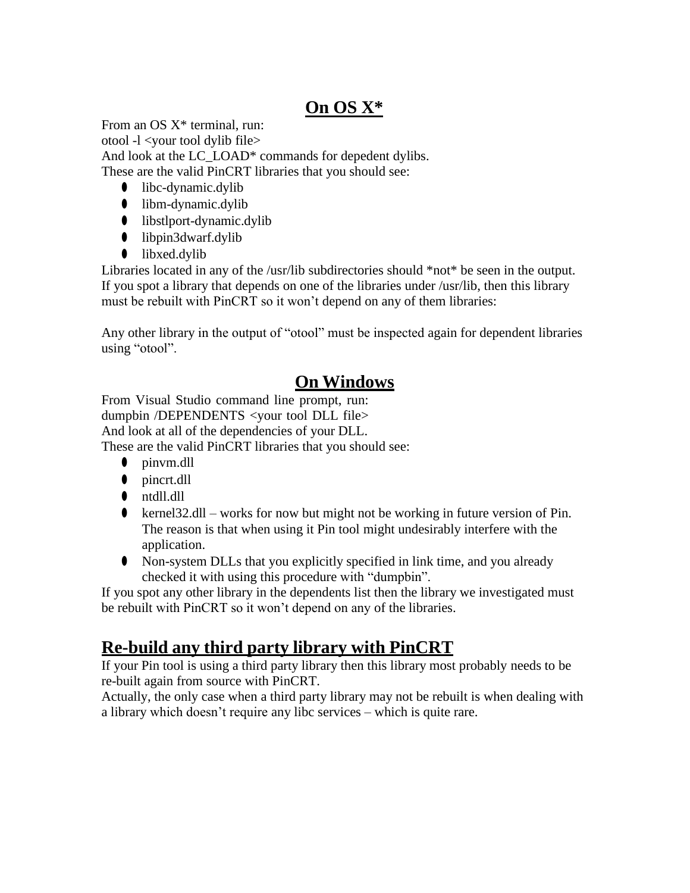## On OS X*

From an OS X* terminal, run:
otool -l <your tool dylib file>
And look at the LC_LOAD* commands for depedent dylibs.
These are the valid PinCRT libraries that you should see:

- libc-dynamic.dylib
- libm-dynamic.dylib
- libstlport-dynamic.dylib
- libpin3dwarf.dylib
- libxed.dylib

Libraries located in any of the /usr/lib subdirectories should *not* be seen in the output. If you spot a library that depends on one of the libraries under /usr/lib, then this library must be rebuilt with PinCRT so it won't depend on any of them libraries:

Any other library in the output of "otool" must be inspected again for dependent libraries using "otool".

## On Windows

From Visual Studio command line prompt, run:
dumpbin /DEPENDENTS <your tool DLL file>
And look at all of the dependencies of your DLL.
These are the valid PinCRT libraries that you should see:

- pinvm.dll
- pincrt.dll
- ntdll.dll
- kernel32.dll – works for now but might not be working in future version of Pin. The reason is that when using it Pin tool might undesirably interfere with the application.
- Non-system DLLs that you explicitly specified in link time, and you already checked it with using this procedure with "dumpbin".

If you spot any other library in the dependents list then the library we investigated must be rebuilt with PinCRT so it won't depend on any of the libraries.

## Re-build any third party library with PinCRT

If your Pin tool is using a third party library then this library most probably needs to be re-built again from source with PinCRT.
Actually, the only case when a third party library may not be rebuilt is when dealing with a library which doesn't require any libc services – which is quite rare.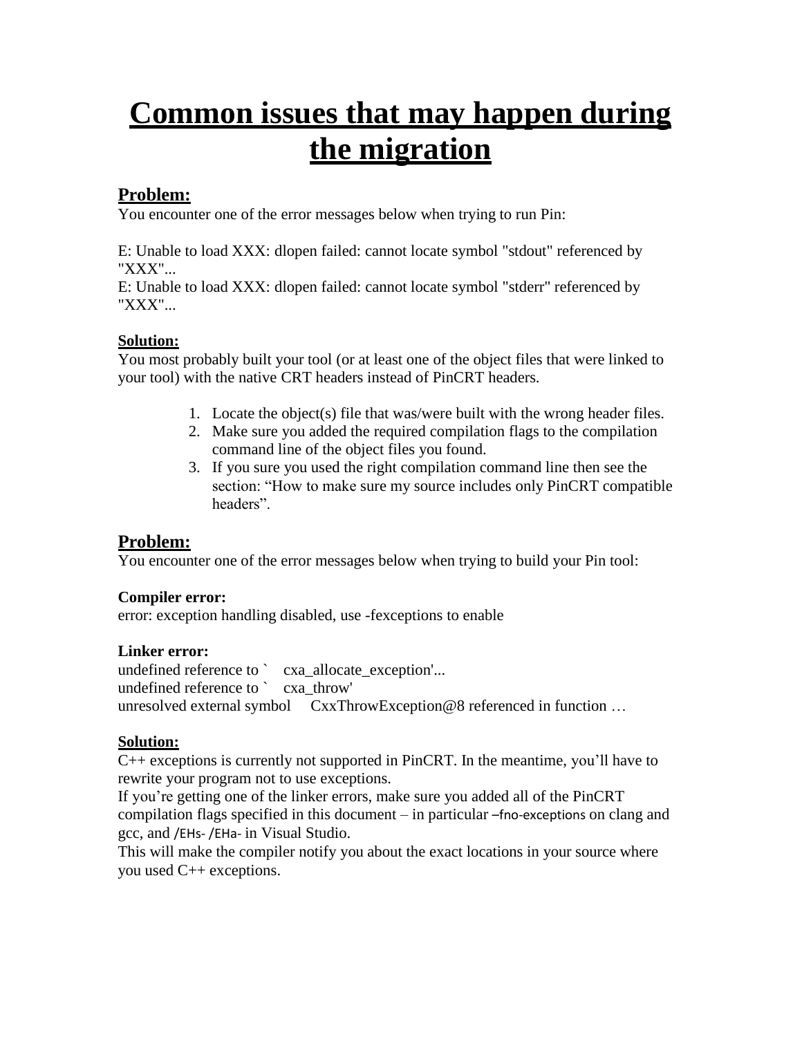# Common issues that may happen during the migration

## Problem:

You encounter one of the error messages below when trying to run Pin:

E: Unable to load XXX: dlopen failed: cannot locate symbol "stdout" referenced by "XXX"...
E: Unable to load XXX: dlopen failed: cannot locate symbol "stderr" referenced by "XXX"...

### Solution:

You most probably built your tool (or at least one of the object files that were linked to your tool) with the native CRT headers instead of PinCRT headers.

1. Locate the object(s) file that was/were built with the wrong header files.
2. Make sure you added the required compilation flags to the compilation command line of the object files you found.
3. If you sure you used the right compilation command line then see the section: "How to make sure my source includes only PinCRT compatible headers".

## Problem:

You encounter one of the error messages below when trying to build your Pin tool:

**Compiler error:**
error: exception handling disabled, use -fexceptions to enable

**Linker error:**
undefined reference to `__cxa_allocate_exception'...
undefined reference to `__cxa_throw'
unresolved external symbol __CxxThrowException@8 referenced in function …

### Solution:

C++ exceptions is currently not supported in PinCRT. In the meantime, you'll have to rewrite your program not to use exceptions.
If you're getting one of the linker errors, make sure you added all of the PinCRT compilation flags specified in this document – in particular –fno-exceptions on clang and gcc, and /EHs- /EHa- in Visual Studio.
This will make the compiler notify you about the exact locations in your source where you used C++ exceptions.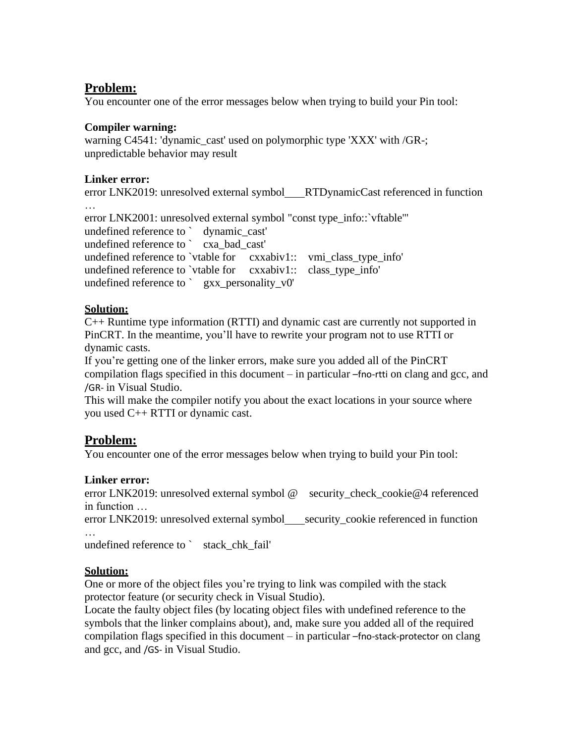## Problem:

You encounter one of the error messages below when trying to build your Pin tool:

**Compiler warning:**

warning C4541: 'dynamic_cast' used on polymorphic type 'XXX' with /GR-; unpredictable behavior may result

**Linker error:**

error LNK2019: unresolved external symbol ___RTDynamicCast referenced in function …

error LNK2001: unresolved external symbol "const type_info::`vftable'"

undefined reference to `__dynamic_cast'

undefined reference to `__cxa_bad_cast'

undefined reference to `vtable for __cxxabiv1::__vmi_class_type_info'

undefined reference to `vtable for __cxxabiv1::__class_type_info'

undefined reference to `__gxx_personality_v0'

**Solution:**

C++ Runtime type information (RTTI) and dynamic cast are currently not supported in PinCRT. In the meantime, you'll have to rewrite your program not to use RTTI or dynamic casts.

If you're getting one of the linker errors, make sure you added all of the PinCRT compilation flags specified in this document – in particular –fno-rtti on clang and gcc, and /GR- in Visual Studio.

This will make the compiler notify you about the exact locations in your source where you used C++ RTTI or dynamic cast.

## Problem:

You encounter one of the error messages below when trying to build your Pin tool:

**Linker error:**

error LNK2019: unresolved external symbol @__security_check_cookie@4 referenced in function …

error LNK2019: unresolved external symbol ___security_cookie referenced in function …

undefined reference to `__stack_chk_fail'

**Solution:**

One or more of the object files you're trying to link was compiled with the stack protector feature (or security check in Visual Studio).

Locate the faulty object files (by locating object files with undefined reference to the symbols that the linker complains about), and, make sure you added all of the required compilation flags specified in this document – in particular –fno-stack-protector on clang and gcc, and /GS- in Visual Studio.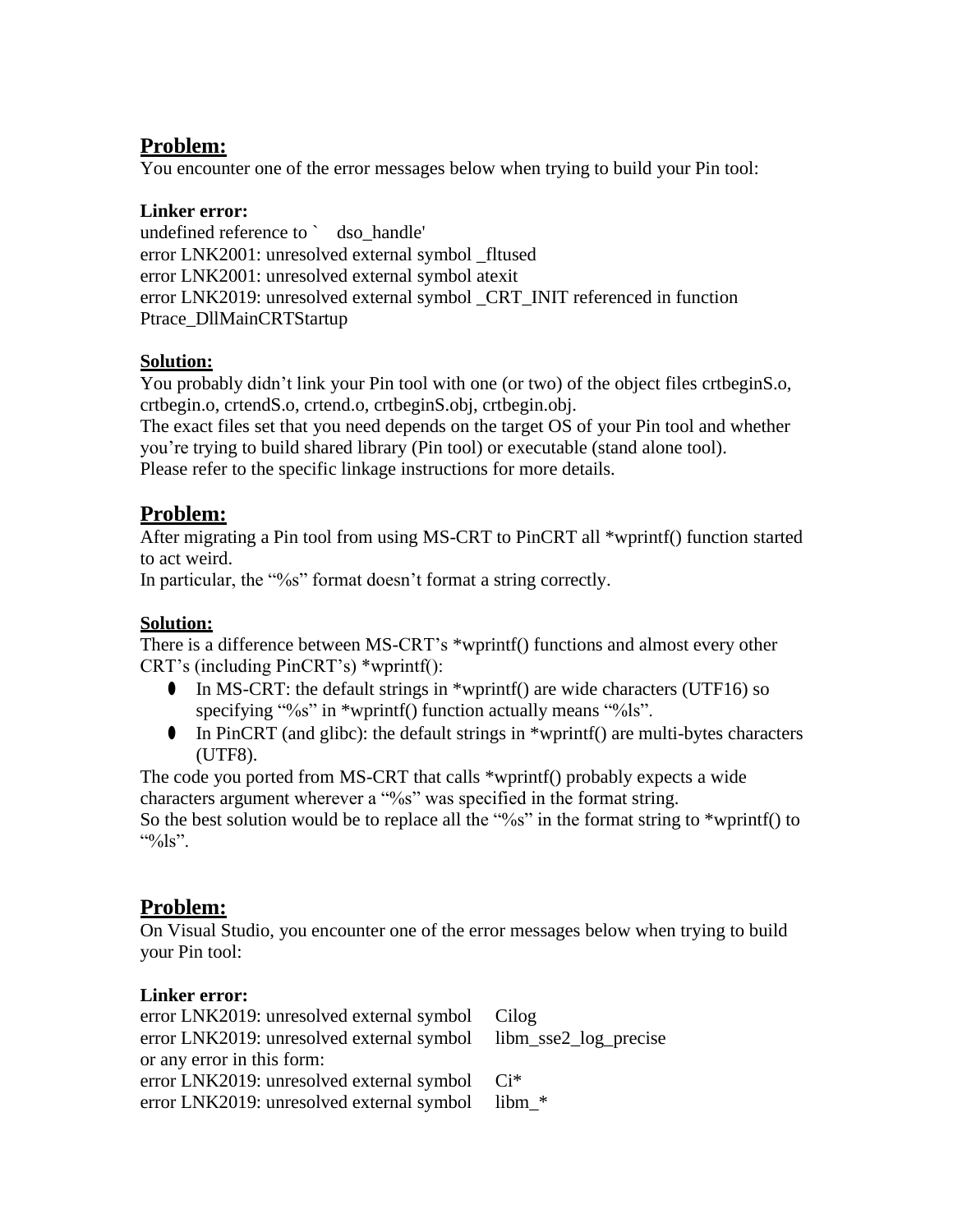## Problem:

You encounter one of the error messages below when trying to build your Pin tool:

**Linker error:**

undefined reference to `__dso_handle'
error LNK2001: unresolved external symbol _fltused
error LNK2001: unresolved external symbol atexit
error LNK2019: unresolved external symbol _CRT_INIT referenced in function Ptrace_DllMainCRTStartup

**Solution:**

You probably didn't link your Pin tool with one (or two) of the object files crtbeginS.o, crtbegin.o, crtendS.o, crtend.o, crtbeginS.obj, crtbegin.obj.
The exact files set that you need depends on the target OS of your Pin tool and whether you're trying to build shared library (Pin tool) or executable (stand alone tool).
Please refer to the specific linkage instructions for more details.

## Problem:

After migrating a Pin tool from using MS-CRT to PinCRT all *wprintf() function started to act weird.
In particular, the "%s" format doesn't format a string correctly.

**Solution:**

There is a difference between MS-CRT's *wprintf() functions and almost every other CRT's (including PinCRT's) *wprintf():

- In MS-CRT: the default strings in *wprintf() are wide characters (UTF16) so specifying "%s" in *wprintf() function actually means "%ls".
- In PinCRT (and glibc): the default strings in *wprintf() are multi-bytes characters (UTF8).

The code you ported from MS-CRT that calls *wprintf() probably expects a wide characters argument wherever a "%s" was specified in the format string.
So the best solution would be to replace all the "%s" in the format string to *wprintf() to "%ls".

## Problem:

On Visual Studio, you encounter one of the error messages below when trying to build your Pin tool:

**Linker error:**

error LNK2019: unresolved external symbol __Cilog
error LNK2019: unresolved external symbol __libm_sse2_log_precise
or any error in this form:
error LNK2019: unresolved external symbol __Ci*
error LNK2019: unresolved external symbol __libm_*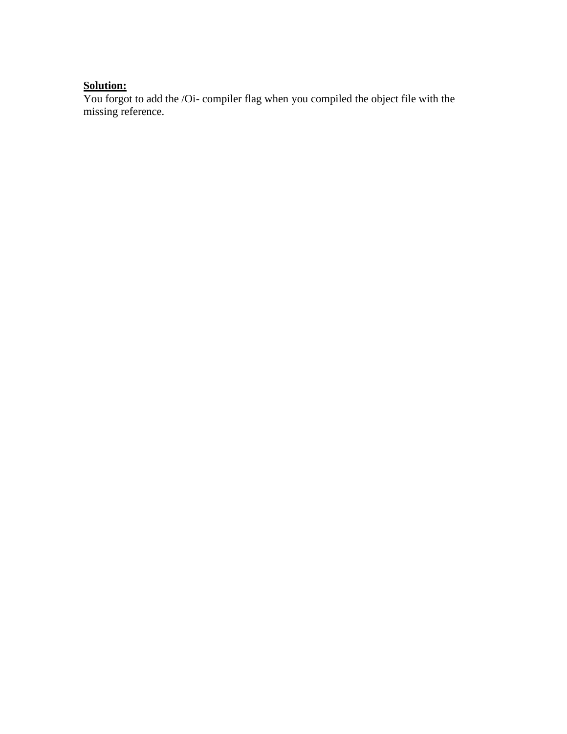**<u>Solution:</u>**

You forgot to add the /Oi- compiler flag when you compiled the object file with the missing reference.